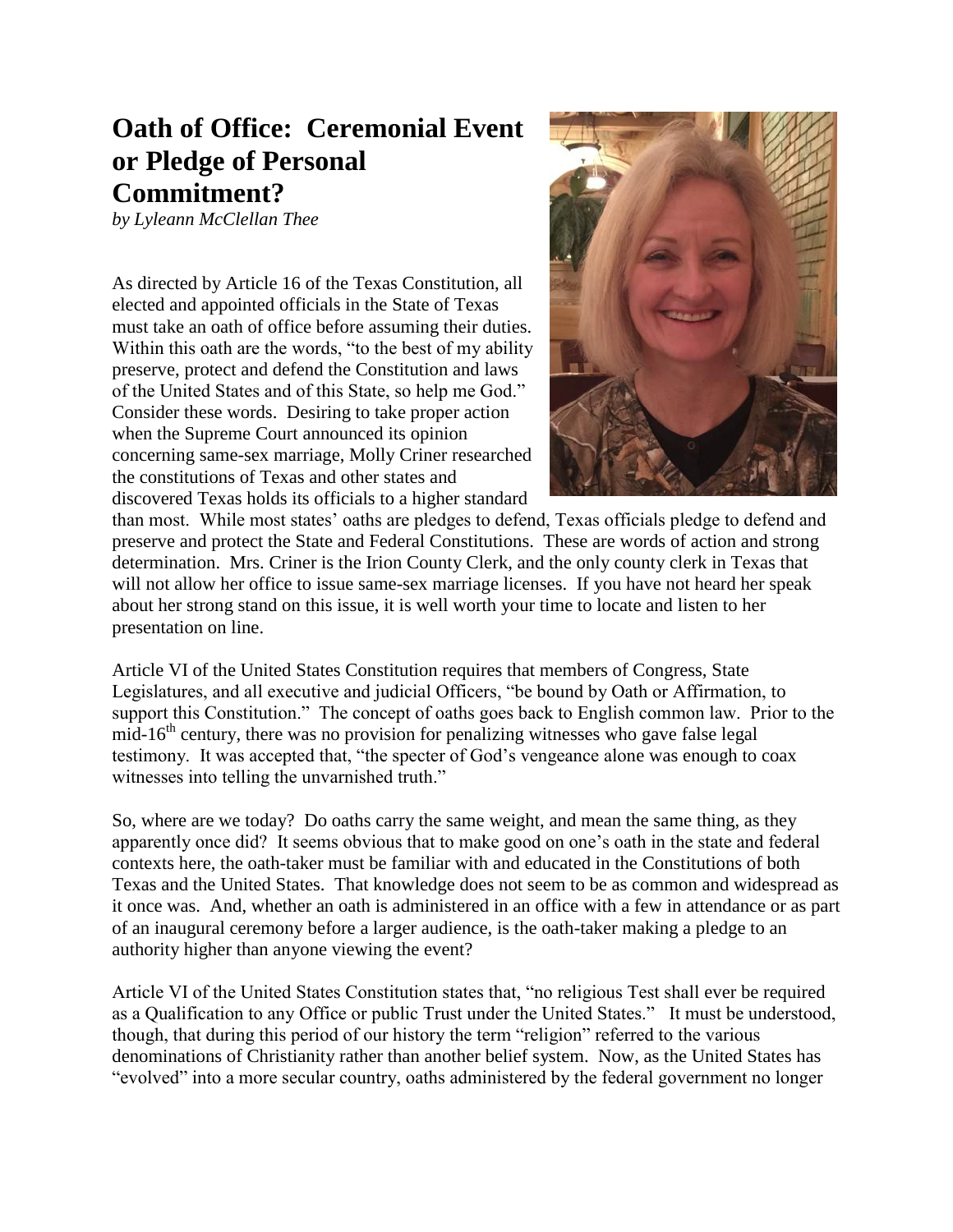# Oath of Office: Ceremonial Event or Pledge of Personal Commitment?

*by Lyleann McClellan Thee*

As directed by Article 16 of the Texas Constitution, all elected and appointed officials in the State of Texas must take an oath of office before assuming their duties. Within this oath are the words, "to the best of my ability preserve, protect and defend the Constitution and laws of the United States and of this State, so help me God." Consider these words. Desiring to take proper action when the Supreme Court announced its opinion concerning same-sex marriage, Molly Criner researched the constitutions of Texas and other states and discovered Texas holds its officials to a higher standard than most. While most states' oaths are pledges to defend, Texas officials pledge to defend and preserve and protect the State and Federal Constitutions. These are words of action and strong determination. Mrs. Criner is the Irion County Clerk, and the only county clerk in Texas that will not allow her office to issue same-sex marriage licenses. If you have not heard her speak about her strong stand on this issue, it is well worth your time to locate and listen to her presentation on line.

Article VI of the United States Constitution requires that members of Congress, State Legislatures, and all executive and judicial Officers, "be bound by Oath or Affirmation, to support this Constitution." The concept of oaths goes back to English common law. Prior to the mid-16th century, there was no provision for penalizing witnesses who gave false legal testimony. It was accepted that, "the specter of God's vengeance alone was enough to coax witnesses into telling the unvarnished truth."

So, where are we today? Do oaths carry the same weight, and mean the same thing, as they apparently once did? It seems obvious that to make good on one's oath in the state and federal contexts here, the oath-taker must be familiar with and educated in the Constitutions of both Texas and the United States. That knowledge does not seem to be as common and widespread as it once was. And, whether an oath is administered in an office with a few in attendance or as part of an inaugural ceremony before a larger audience, is the oath-taker making a pledge to an authority higher than anyone viewing the event?

Article VI of the United States Constitution states that, "no religious Test shall ever be required as a Qualification to any Office or public Trust under the United States." It must be understood, though, that during this period of our history the term "religion" referred to the various denominations of Christianity rather than another belief system. Now, as the United States has "evolved" into a more secular country, oaths administered by the federal government no longer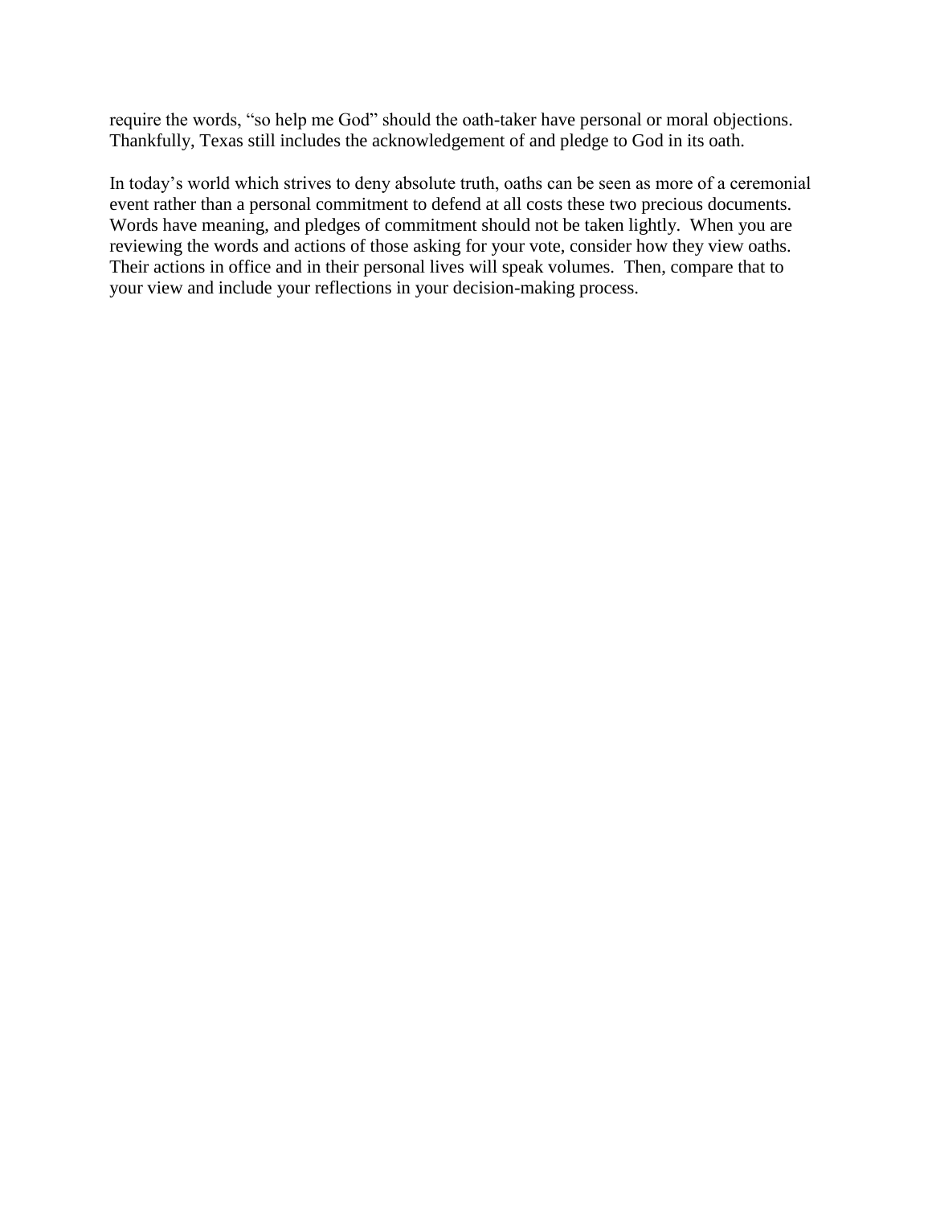require the words, “so help me God” should the oath-taker have personal or moral objections. Thankfully, Texas still includes the acknowledgement of and pledge to God in its oath.

In today’s world which strives to deny absolute truth, oaths can be seen as more of a ceremonial event rather than a personal commitment to defend at all costs these two precious documents. Words have meaning, and pledges of commitment should not be taken lightly. When you are reviewing the words and actions of those asking for your vote, consider how they view oaths. Their actions in office and in their personal lives will speak volumes. Then, compare that to your view and include your reflections in your decision-making process.